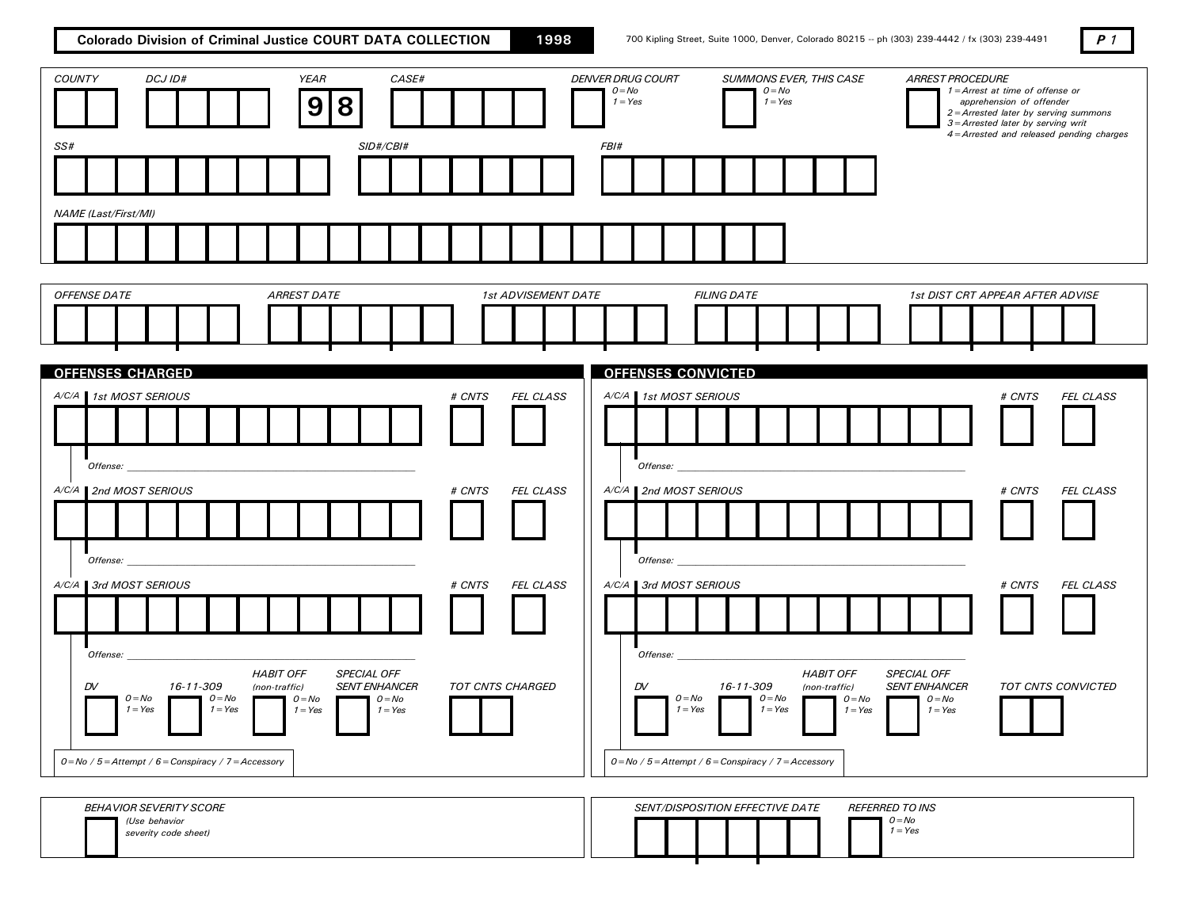# Colorado Division of Criminal Justice COURT DATA COLLECTION 1998

700 Kipling Street, Suite 1000, Denver, Colorado 80215 -- ph (303) 239-4442 / fx (303) 239-4491

**P 1**

*COUNTY* | *DCJ ID#* | *YEAR* 9 8 | *CASE#*

*DENVER DRUG COURT* — 0 = No, 1 = Yes

*SUMMONS EVER, THIS CASE* — 0 = No, 1 = Yes

*ARREST PROCEDURE*
- 1 = Arrest at time of offense or apprehension of offender
- 2 = Arrested later by serving summons
- 3 = Arrested later by serving writ
- 4 = Arrested and released pending charges

*SS#* | *SID#/CBI#* | *FBI#*

*NAME (Last/First/MI)*

*OFFENSE DATE* | *ARREST DATE* | *1st ADVISEMENT DATE* | *FILING DATE* | *1st DIST CRT APPEAR AFTER ADVISE*

## OFFENSES CHARGED

*A/C/A* | *1st MOST SERIOUS* | *# CNTS* | *FEL CLASS*

*Offense:* ______________________________

*A/C/A* | *2nd MOST SERIOUS* | *# CNTS* | *FEL CLASS*

*Offense:* ______________________________

*A/C/A* | *3rd MOST SERIOUS* | *# CNTS* | *FEL CLASS*

*Offense:* ______________________________

*DV* — 0 = No, 1 = Yes

*16-11-309* — 0 = No, 1 = Yes

*HABIT OFF (non-traffic)* — 0 = No, 1 = Yes

*SPECIAL OFF SENT ENHANCER* — 0 = No, 1 = Yes

*TOT CNTS CHARGED*

*0 = No / 5 = Attempt / 6 = Conspiracy / 7 = Accessory*

## OFFENSES CONVICTED

*A/C/A* | *1st MOST SERIOUS* | *# CNTS* | *FEL CLASS*

*Offense:* ______________________________

*A/C/A* | *2nd MOST SERIOUS* | *# CNTS* | *FEL CLASS*

*Offense:* ______________________________

*A/C/A* | *3rd MOST SERIOUS* | *# CNTS* | *FEL CLASS*

*Offense:* ______________________________

*DV* — 0 = No, 1 = Yes

*16-11-309* — 0 = No, 1 = Yes

*HABIT OFF (non-traffic)* — 0 = No, 1 = Yes

*SPECIAL OFF SENT ENHANCER* — 0 = No, 1 = Yes

*TOT CNTS CONVICTED*

*0 = No / 5 = Attempt / 6 = Conspiracy / 7 = Accessory*

*BEHAVIOR SEVERITY SCORE* *(Use behavior severity code sheet)*

*SENT/DISPOSITION EFFECTIVE DATE*

*REFERRED TO INS* — 0 = No, 1 = Yes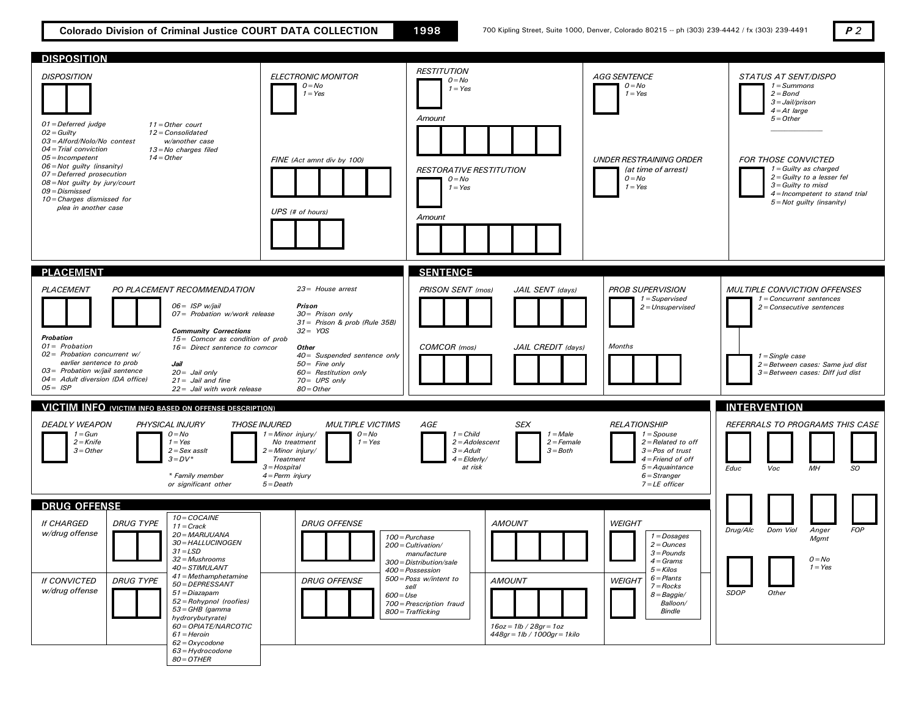**Colorado Division of Criminal Justice COURT DATA COLLECTION** **1998** 700 Kipling Street, Suite 1000, Denver, Colorado 80215 -- ph (303) 239-4442 / fx (303) 239-4491 **P 2**

## DISPOSITION

*DISPOSITION*

*01 = Deferred judge*
*02 = Guilty*
*03 = Alford/Nolo/No contest*
*04 = Trial conviction*
*05 = Incompetent*
*06 = Not guilty (insanity)*
*07 = Deferred prosecution*
*08 = Not guilty by jury/court*
*09 = Dismissed*
*10 = Charges dismissed for plea in another case*
*11 = Other court*
*12 = Consolidated w/another case*
*13 = No charges filed*
*14 = Other*

*ELECTRONIC MONITOR*
*0 = No*
*1 = Yes*

*FINE (Act amnt div by 100)*

*UPS (# of hours)*

*RESTITUTION*
*0 = No*
*1 = Yes*

*Amount*

*RESTORATIVE RESTITUTION*
*0 = No*
*1 = Yes*

*Amount*

*AGG SENTENCE*
*0 = No*
*1 = Yes*

*UNDER RESTRAINING ORDER (at time of arrest)*
*0 = No*
*1 = Yes*

*STATUS AT SENT/DISPO*
*1 = Summons*
*2 = Bond*
*3 = Jail/prison*
*4 = At large*
*5 = Other*

*FOR THOSE CONVICTED*
*1 = Guilty as charged*
*2 = Guilty to a lesser fel*
*3 = Guilty to misd*
*4 = Incompetent to stand trial*
*5 = Not guilty (insanity)*

## PLACEMENT

*PLACEMENT*

*PO PLACEMENT RECOMMENDATION*

***Probation***
*01 = Probation*
*02 = Probation concurrent w/ earlier sentence to prob*
*03 = Probation w/jail sentence*
*04 = Adult diversion (DA office)*
*05 = ISP*
*06 = ISP w/jail*
*07 = Probation w/work release*

***Community Corrections***
*15 = Comcor as condition of prob*
*16 = Direct sentence to comcor*

***Jail***
*20 = Jail only*
*21 = Jail and fine*
*22 = Jail with work release*
*23 = House arrest*

***Prison***
*30 = Prison only*
*31 = Prison & prob (Rule 35B)*
*32 = YOS*

***Other***
*40 = Suspended sentence only*
*50 = Fine only*
*60 = Restitution only*
*70 = UPS only*
*80 = Other*

## SENTENCE

*PRISON SENT (mos)*

*JAIL SENT (days)*

*COMCOR (mos)*

*JAIL CREDIT (days)*

*PROB SUPERVISION*
*1 = Supervised*
*2 = Unsupervised*

*Months*

*MULTIPLE CONVICTION OFFENSES*
*1 = Concurrent sentences*
*2 = Consecutive sentences*

*1 = Single case*
*2 = Between cases: Same jud dist*
*3 = Between cases: Diff jud dist*

## VICTIM INFO (VICTIM INFO BASED ON OFFENSE DESCRIPTION)

*DEADLY WEAPON*
*1 = Gun*
*2 = Knife*
*3 = Other*

*PHYSICAL INJURY*
*0 = No*
*1 = Yes*
*2 = Sex asslt*
*3 = DV**

** Family member or significant other*

*THOSE INJURED*
*1 = Minor injury/ No treatment*
*2 = Minor injury/ Treatment*
*3 = Hospital*
*4 = Perm injury*
*5 = Death*

*MULTIPLE VICTIMS*
*0 = No*
*1 = Yes*

*AGE*
*1 = Child*
*2 = Adolescent*
*3 = Adult*
*4 = Elderly/ at risk*

*SEX*
*1 = Male*
*2 = Female*
*3 = Both*

*RELATIONSHIP*
*1 = Spouse*
*2 = Related to off*
*3 = Pos of trust*
*4 = Friend of off*
*5 = Aquaintance*
*6 = Stranger*
*7 = LE officer*

## INTERVENTION

*REFERRALS TO PROGRAMS THIS CASE*

*Educ* *Voc* *MH* *SO*

*Drug/Alc* *Dom Viol* *Anger Mgmt* *FOP*

*SDOP* *Other*

*0 = No*
*1 = Yes*

## DRUG OFFENSE

*If CHARGED w/drug offense* — *DRUG TYPE*, *DRUG OFFENSE*, *AMOUNT*, *WEIGHT*

*If CONVICTED w/drug offense* — *DRUG TYPE*, *DRUG OFFENSE*, *AMOUNT*, *WEIGHT*

*DRUG TYPE*
*10 = COCAINE*
*11 = Crack*
*20 = MARIJUANA*
*30 = HALLUCINOGEN*
*31 = LSD*
*32 = Mushrooms*
*40 = STIMULANT*
*41 = Methamphetamine*
*50 = DEPRESSANT*
*51 = Diazapam*
*52 = Rohypnol (roofies)*
*53 = GHB (gamma hydrorybutyrate)*
*60 = OPIATE/NARCOTIC*
*61 = Heroin*
*62 = Oxycodone*
*63 = Hydrocodone*
*80 = OTHER*

*DRUG OFFENSE*
*100 = Purchase*
*200 = Cultivation/ manufacture*
*300 = Distribution/sale*
*400 = Possession*
*500 = Poss w/intent to sell*
*600 = Use*
*700 = Prescription fraud*
*800 = Trafficking*

*AMOUNT*
*16oz = 1lb / 28gr = 1oz*
*448gr = 1lb / 1000gr = 1kilo*

*WEIGHT*
*1 = Dosages*
*2 = Ounces*
*3 = Pounds*
*4 = Grams*
*5 = Kilos*
*6 = Plants*
*7 = Rocks*
*8 = Baggie/ Balloon/ Bindle*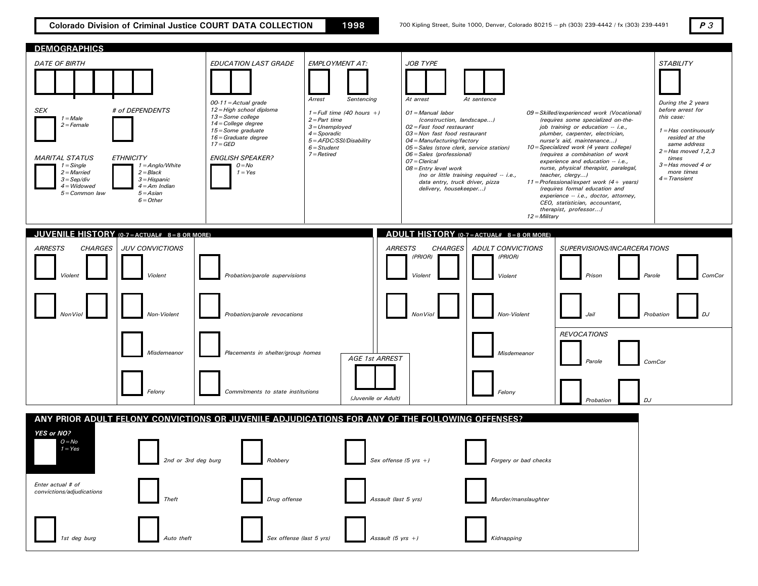**Colorado Division of Criminal Justice COURT DATA COLLECTION** **1998** 700 Kipling Street, Suite 1000, Denver, Colorado 80215 -- ph (303) 239-4442 / fx (303) 239-4491 **P 3**

## DEMOGRAPHICS

*DATE OF BIRTH*

*SEX*
1 = Male
2 = Female

*# of DEPENDENTS*

*MARITAL STATUS*
1 = Single
2 = Married
3 = Sep/div
4 = Widowed
5 = Common law

*ETHNICITY*
1 = Anglo/White
2 = Black
3 = Hispanic
4 = Am Indian
5 = Asian
6 = Other

*EDUCATION LAST GRADE*
00-11 = Actual grade
12 = High school diploma
13 = Some college
14 = College degree
15 = Some graduate
16 = Graduate degree
17 = GED

*ENGLISH SPEAKER?*
0 = No
1 = Yes

*EMPLOYMENT AT:* Arrest / Sentencing
1 = Full time (40 hours +)
2 = Part time
3 = Unemployed
4 = Sporadic
5 = AFDC/SSI/Disability
6 = Student
7 = Retired

*JOB TYPE* At arrest / At sentence
01 = Manual labor (construction, landscape...)
02 = Fast food restaurant
03 = Non fast food restaurant
04 = Manufacturing/factory
05 = Sales (store clerk, service station)
06 = Sales (professional)
07 = Clerical
08 = Entry level work (no or little training required -- i.e., data entry, truck driver, pizza delivery, housekeeper...)
09 = Skilled/experienced work (Vocational) (requires some specialized on-the-job training or education -- i.e., plumber, carpenter, electrician, nurse's aid, maintenance...)
10 = Specialized work (4 years college) (requires a combination of work experience and education -- i.e., nurse, physical therapist, paralegal, teacher, clergy...)
11 = Professional/expert work (4+ years) (requires formal education and experience -- i.e., doctor, attorney, CEO, statistician, accountant, therapist, professor...)
12 = Military

*STABILITY*
During the 2 years before arrest for this case:
1 = Has continuously resided at the same address
2 = Has moved 1,2,3 times
3 = Has moved 4 or more times
4 = Transient

## JUVENILE HISTORY (0-7 = ACTUAL# 8 = 8 OR MORE)

*ARRESTS* / *CHARGES*: Violent, NonViol

*JUV CONVICTIONS*: Violent, Non-Violent, Misdemeanor, Felony

Probation/parole supervisions
Probation/parole revocations
Placements in shelter/group homes
Commitments to state institutions

*AGE 1st ARREST* (Juvenile or Adult)

## ADULT HISTORY (0-7 = ACTUAL# 8 = 8 OR MORE)

*ARRESTS* (PRIOR) / *CHARGES*: Violent, NonViol

*ADULT CONVICTIONS* (PRIOR): Violent, Non-Violent, Misdemeanor, Felony

*SUPERVISIONS/INCARCERATIONS*: Prison, Parole, ComCor, Jail, Probation, DJ

*REVOCATIONS*: Parole, ComCor, Probation, DJ

## ANY PRIOR ADULT FELONY CONVICTIONS OR JUVENILE ADJUDICATIONS FOR ANY OF THE FOLLOWING OFFENSES?

*YES or NO?*
0 = No
1 = Yes

*Enter actual # of convictions/adjudications*

- 1st deg burg
- 2nd or 3rd deg burg
- Theft
- Auto theft
- Robbery
- Drug offense
- Sex offense (last 5 yrs)
- Sex offense (5 yrs +)
- Assault (last 5 yrs)
- Assault (5 yrs +)
- Forgery or bad checks
- Murder/manslaughter
- Kidnapping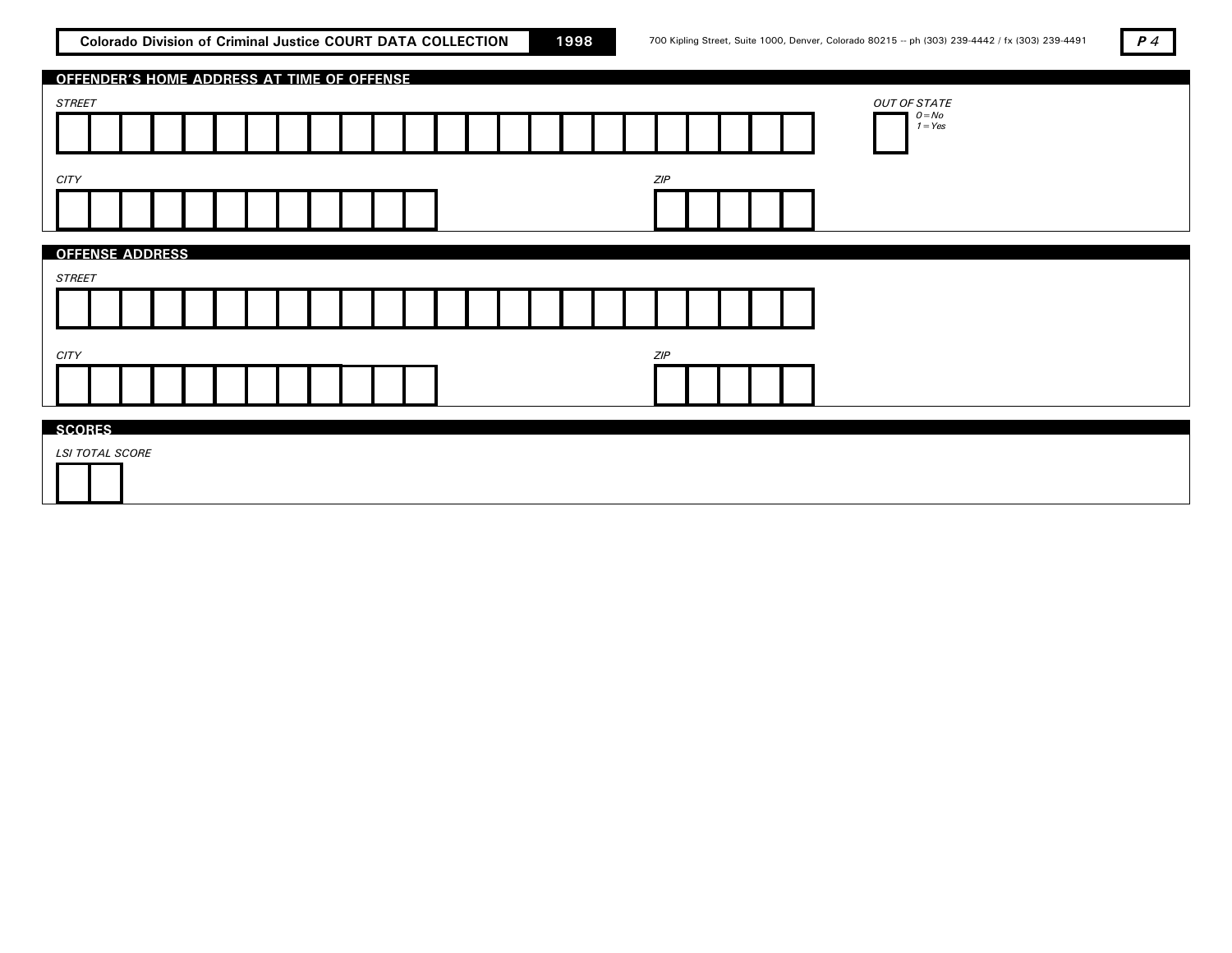Colorado Division of Criminal Justice COURT DATA COLLECTION **1998** 700 Kipling Street, Suite 1000, Denver, Colorado 80215 -- ph (303) 239-4442 / fx (303) 239-4491 **P 4**

## OFFENDER'S HOME ADDRESS AT TIME OF OFFENSE

*STREET*

*OUT OF STATE*
*0 = No*
*1 = Yes*

*CITY*

*ZIP*

## OFFENSE ADDRESS

*STREET*

*CITY*

*ZIP*

## SCORES

*LSI TOTAL SCORE*